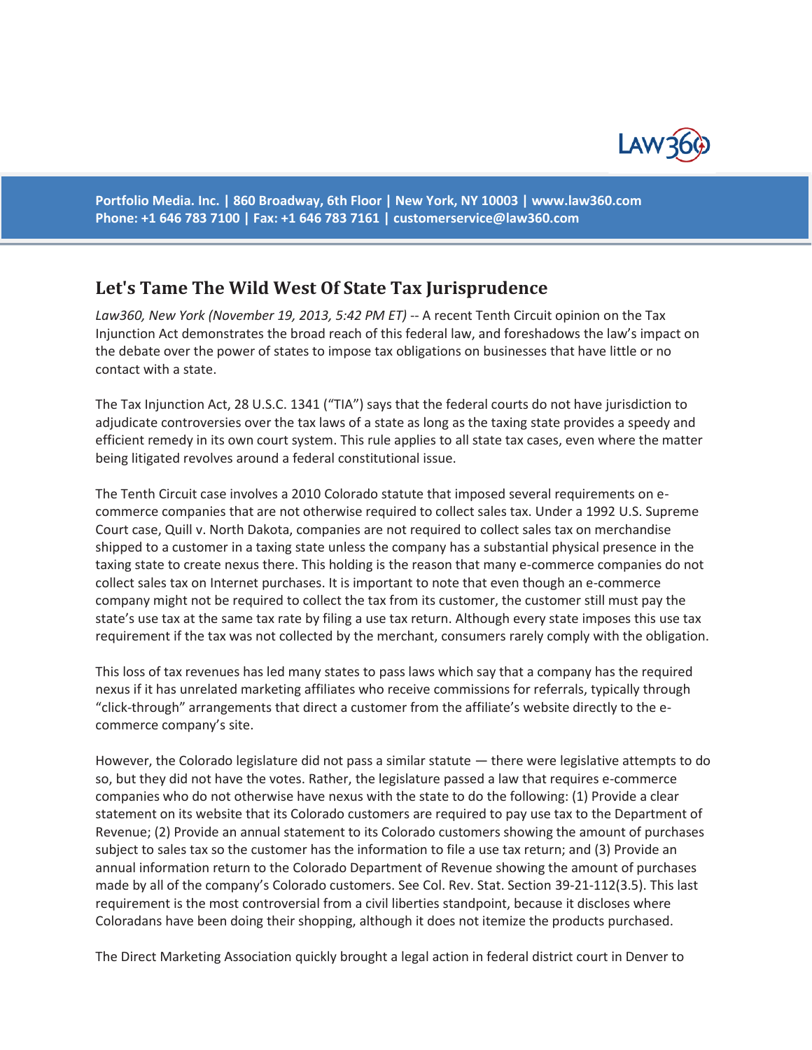Portfolio Media. Inc. | 860 Broadway, 6th Floor | New York, NY 10003 | www.law360.com
Phone: +1 646 783 7100 | Fax: +1 646 783 7161 | customerservice@law360.com

## Let's Tame The Wild West Of State Tax Jurisprudence

*Law360, New York (November 19, 2013, 5:42 PM ET)* -- A recent Tenth Circuit opinion on the Tax Injunction Act demonstrates the broad reach of this federal law, and foreshadows the law's impact on the debate over the power of states to impose tax obligations on businesses that have little or no contact with a state.

The Tax Injunction Act, 28 U.S.C. 1341 ("TIA") says that the federal courts do not have jurisdiction to adjudicate controversies over the tax laws of a state as long as the taxing state provides a speedy and efficient remedy in its own court system. This rule applies to all state tax cases, even where the matter being litigated revolves around a federal constitutional issue.

The Tenth Circuit case involves a 2010 Colorado statute that imposed several requirements on e-commerce companies that are not otherwise required to collect sales tax. Under a 1992 U.S. Supreme Court case, Quill v. North Dakota, companies are not required to collect sales tax on merchandise shipped to a customer in a taxing state unless the company has a substantial physical presence in the taxing state to create nexus there. This holding is the reason that many e-commerce companies do not collect sales tax on Internet purchases. It is important to note that even though an e-commerce company might not be required to collect the tax from its customer, the customer still must pay the state's use tax at the same tax rate by filing a use tax return. Although every state imposes this use tax requirement if the tax was not collected by the merchant, consumers rarely comply with the obligation.

This loss of tax revenues has led many states to pass laws which say that a company has the required nexus if it has unrelated marketing affiliates who receive commissions for referrals, typically through "click-through" arrangements that direct a customer from the affiliate's website directly to the e-commerce company's site.

However, the Colorado legislature did not pass a similar statute — there were legislative attempts to do so, but they did not have the votes. Rather, the legislature passed a law that requires e-commerce companies who do not otherwise have nexus with the state to do the following: (1) Provide a clear statement on its website that its Colorado customers are required to pay use tax to the Department of Revenue; (2) Provide an annual statement to its Colorado customers showing the amount of purchases subject to sales tax so the customer has the information to file a use tax return; and (3) Provide an annual information return to the Colorado Department of Revenue showing the amount of purchases made by all of the company's Colorado customers. See Col. Rev. Stat. Section 39-21-112(3.5). This last requirement is the most controversial from a civil liberties standpoint, because it discloses where Coloradans have been doing their shopping, although it does not itemize the products purchased.

The Direct Marketing Association quickly brought a legal action in federal district court in Denver to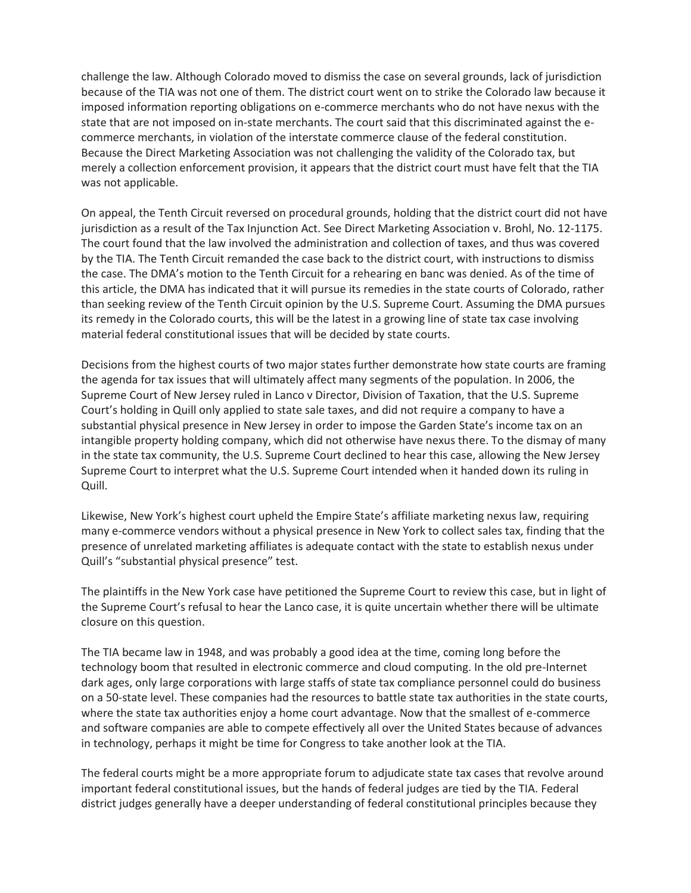challenge the law. Although Colorado moved to dismiss the case on several grounds, lack of jurisdiction because of the TIA was not one of them. The district court went on to strike the Colorado law because it imposed information reporting obligations on e-commerce merchants who do not have nexus with the state that are not imposed on in-state merchants. The court said that this discriminated against the e-commerce merchants, in violation of the interstate commerce clause of the federal constitution. Because the Direct Marketing Association was not challenging the validity of the Colorado tax, but merely a collection enforcement provision, it appears that the district court must have felt that the TIA was not applicable.

On appeal, the Tenth Circuit reversed on procedural grounds, holding that the district court did not have jurisdiction as a result of the Tax Injunction Act. See Direct Marketing Association v. Brohl, No. 12-1175. The court found that the law involved the administration and collection of taxes, and thus was covered by the TIA. The Tenth Circuit remanded the case back to the district court, with instructions to dismiss the case. The DMA's motion to the Tenth Circuit for a rehearing en banc was denied. As of the time of this article, the DMA has indicated that it will pursue its remedies in the state courts of Colorado, rather than seeking review of the Tenth Circuit opinion by the U.S. Supreme Court. Assuming the DMA pursues its remedy in the Colorado courts, this will be the latest in a growing line of state tax case involving material federal constitutional issues that will be decided by state courts.

Decisions from the highest courts of two major states further demonstrate how state courts are framing the agenda for tax issues that will ultimately affect many segments of the population. In 2006, the Supreme Court of New Jersey ruled in Lanco v Director, Division of Taxation, that the U.S. Supreme Court's holding in Quill only applied to state sale taxes, and did not require a company to have a substantial physical presence in New Jersey in order to impose the Garden State's income tax on an intangible property holding company, which did not otherwise have nexus there. To the dismay of many in the state tax community, the U.S. Supreme Court declined to hear this case, allowing the New Jersey Supreme Court to interpret what the U.S. Supreme Court intended when it handed down its ruling in Quill.

Likewise, New York's highest court upheld the Empire State's affiliate marketing nexus law, requiring many e-commerce vendors without a physical presence in New York to collect sales tax, finding that the presence of unrelated marketing affiliates is adequate contact with the state to establish nexus under Quill's "substantial physical presence" test.

The plaintiffs in the New York case have petitioned the Supreme Court to review this case, but in light of the Supreme Court's refusal to hear the Lanco case, it is quite uncertain whether there will be ultimate closure on this question.

The TIA became law in 1948, and was probably a good idea at the time, coming long before the technology boom that resulted in electronic commerce and cloud computing. In the old pre-Internet dark ages, only large corporations with large staffs of state tax compliance personnel could do business on a 50-state level. These companies had the resources to battle state tax authorities in the state courts, where the state tax authorities enjoy a home court advantage. Now that the smallest of e-commerce and software companies are able to compete effectively all over the United States because of advances in technology, perhaps it might be time for Congress to take another look at the TIA.

The federal courts might be a more appropriate forum to adjudicate state tax cases that revolve around important federal constitutional issues, but the hands of federal judges are tied by the TIA. Federal district judges generally have a deeper understanding of federal constitutional principles because they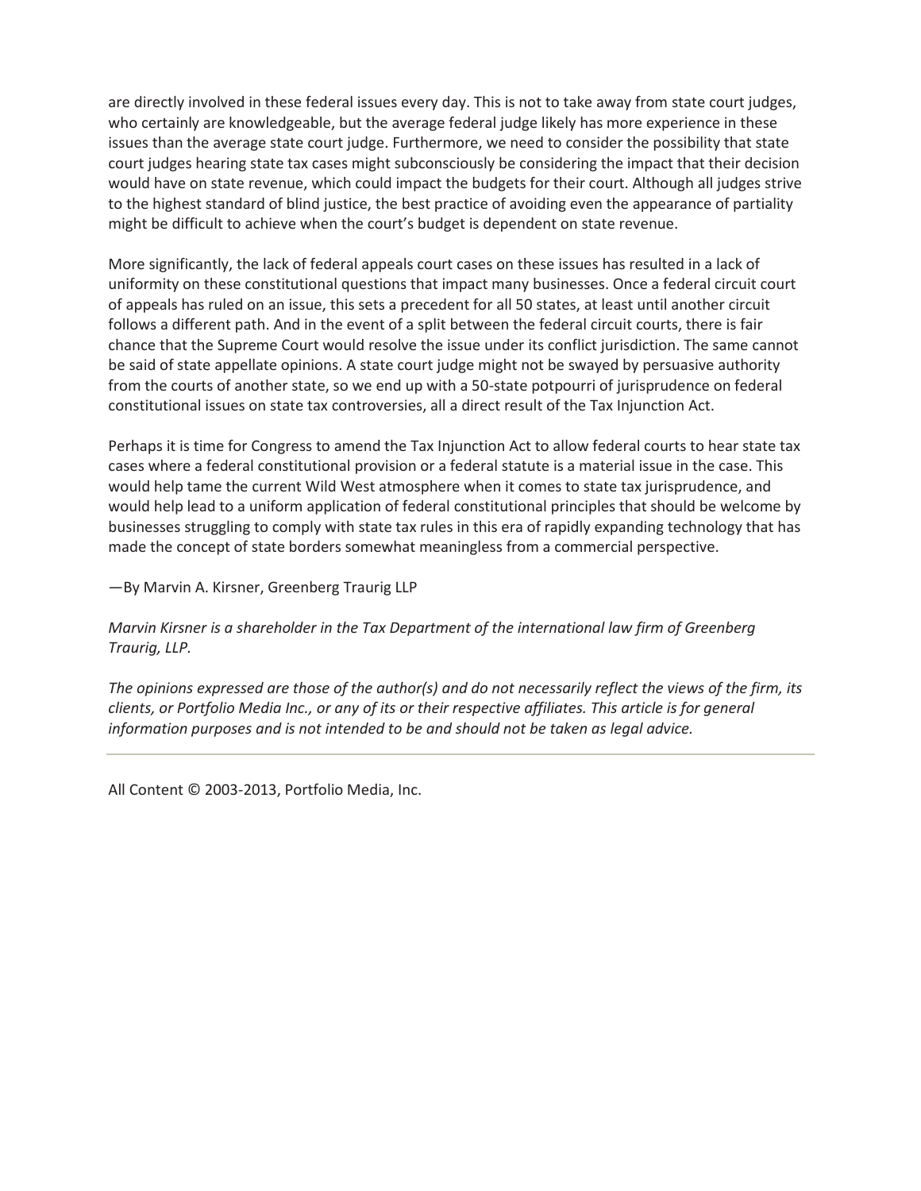are directly involved in these federal issues every day. This is not to take away from state court judges, who certainly are knowledgeable, but the average federal judge likely has more experience in these issues than the average state court judge. Furthermore, we need to consider the possibility that state court judges hearing state tax cases might subconsciously be considering the impact that their decision would have on state revenue, which could impact the budgets for their court. Although all judges strive to the highest standard of blind justice, the best practice of avoiding even the appearance of partiality might be difficult to achieve when the court's budget is dependent on state revenue.

More significantly, the lack of federal appeals court cases on these issues has resulted in a lack of uniformity on these constitutional questions that impact many businesses. Once a federal circuit court of appeals has ruled on an issue, this sets a precedent for all 50 states, at least until another circuit follows a different path. And in the event of a split between the federal circuit courts, there is fair chance that the Supreme Court would resolve the issue under its conflict jurisdiction. The same cannot be said of state appellate opinions. A state court judge might not be swayed by persuasive authority from the courts of another state, so we end up with a 50-state potpourri of jurisprudence on federal constitutional issues on state tax controversies, all a direct result of the Tax Injunction Act.

Perhaps it is time for Congress to amend the Tax Injunction Act to allow federal courts to hear state tax cases where a federal constitutional provision or a federal statute is a material issue in the case. This would help tame the current Wild West atmosphere when it comes to state tax jurisprudence, and would help lead to a uniform application of federal constitutional principles that should be welcome by businesses struggling to comply with state tax rules in this era of rapidly expanding technology that has made the concept of state borders somewhat meaningless from a commercial perspective.

—By Marvin A. Kirsner, Greenberg Traurig LLP

*Marvin Kirsner is a shareholder in the Tax Department of the international law firm of Greenberg Traurig, LLP.*

*The opinions expressed are those of the author(s) and do not necessarily reflect the views of the firm, its clients, or Portfolio Media Inc., or any of its or their respective affiliates. This article is for general information purposes and is not intended to be and should not be taken as legal advice.*

---

All Content © 2003-2013, Portfolio Media, Inc.